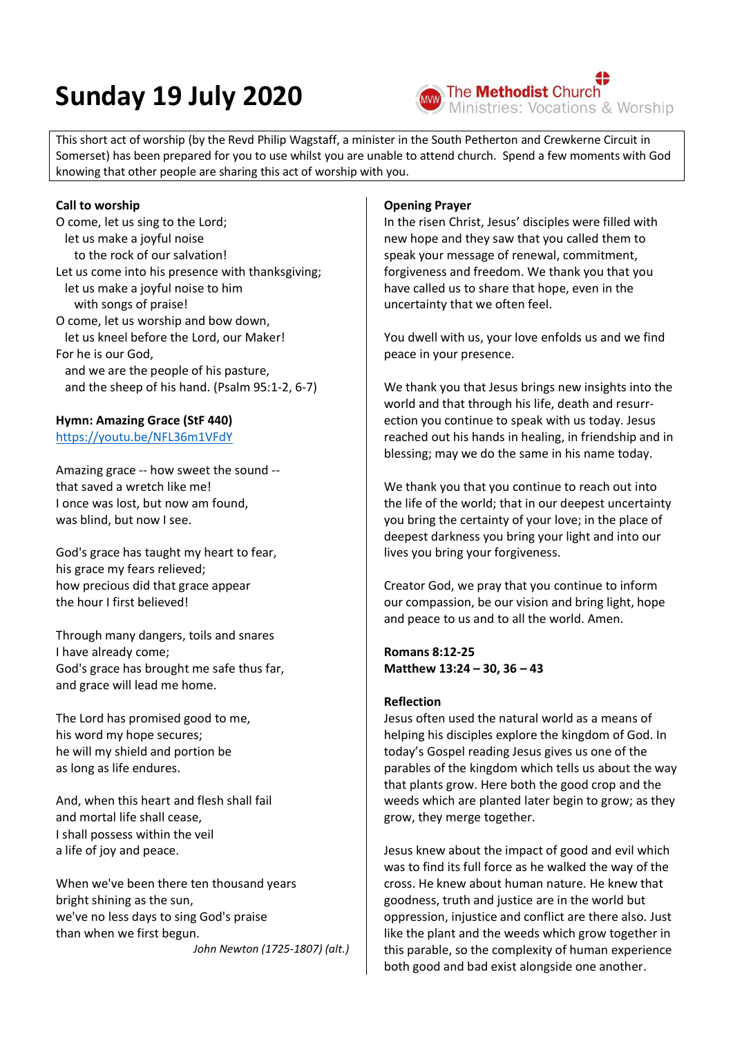# Sunday 19 July 2020

The Methodist Church
Ministries: Vocations & Worship

This short act of worship (by the Revd Philip Wagstaff, a minister in the South Petherton and Crewkerne Circuit in Somerset) has been prepared for you to use whilst you are unable to attend church. Spend a few moments with God knowing that other people are sharing this act of worship with you.

**Call to worship**

O come, let us sing to the Lord;  
let us make a joyful noise  
to the rock of our salvation!  
Let us come into his presence with thanksgiving;  
let us make a joyful noise to him  
with songs of praise!  
O come, let us worship and bow down,  
let us kneel before the Lord, our Maker!  
For he is our God,  
and we are the people of his pasture,  
and the sheep of his hand. (Psalm 95:1-2, 6-7)

**Hymn: Amazing Grace (StF 440)**  
https://youtu.be/NFL36m1VFdY

Amazing grace -- how sweet the sound --  
that saved a wretch like me!  
I once was lost, but now am found,  
was blind, but now I see.

God's grace has taught my heart to fear,  
his grace my fears relieved;  
how precious did that grace appear  
the hour I first believed!

Through many dangers, toils and snares  
I have already come;  
God's grace has brought me safe thus far,  
and grace will lead me home.

The Lord has promised good to me,  
his word my hope secures;  
he will my shield and portion be  
as long as life endures.

And, when this heart and flesh shall fail  
and mortal life shall cease,  
I shall possess within the veil  
a life of joy and peace.

When we've been there ten thousand years  
bright shining as the sun,  
we've no less days to sing God's praise  
than when we first begun.

*John Newton (1725-1807) (alt.)*

**Opening Prayer**

In the risen Christ, Jesus' disciples were filled with new hope and they saw that you called them to speak your message of renewal, commitment, forgiveness and freedom. We thank you that you have called us to share that hope, even in the uncertainty that we often feel.

You dwell with us, your love enfolds us and we find peace in your presence.

We thank you that Jesus brings new insights into the world and that through his life, death and resurrection you continue to speak with us today. Jesus reached out his hands in healing, in friendship and in blessing; may we do the same in his name today.

We thank you that you continue to reach out into the life of the world; that in our deepest uncertainty you bring the certainty of your love; in the place of deepest darkness you bring your light and into our lives you bring your forgiveness.

Creator God, we pray that you continue to inform our compassion, be our vision and bring light, hope and peace to us and to all the world. Amen.

**Romans 8:12-25**  
**Matthew 13:24 – 30, 36 – 43**

**Reflection**

Jesus often used the natural world as a means of helping his disciples explore the kingdom of God. In today's Gospel reading Jesus gives us one of the parables of the kingdom which tells us about the way that plants grow. Here both the good crop and the weeds which are planted later begin to grow; as they grow, they merge together.

Jesus knew about the impact of good and evil which was to find its full force as he walked the way of the cross. He knew about human nature. He knew that goodness, truth and justice are in the world but oppression, injustice and conflict are there also. Just like the plant and the weeds which grow together in this parable, so the complexity of human experience both good and bad exist alongside one another.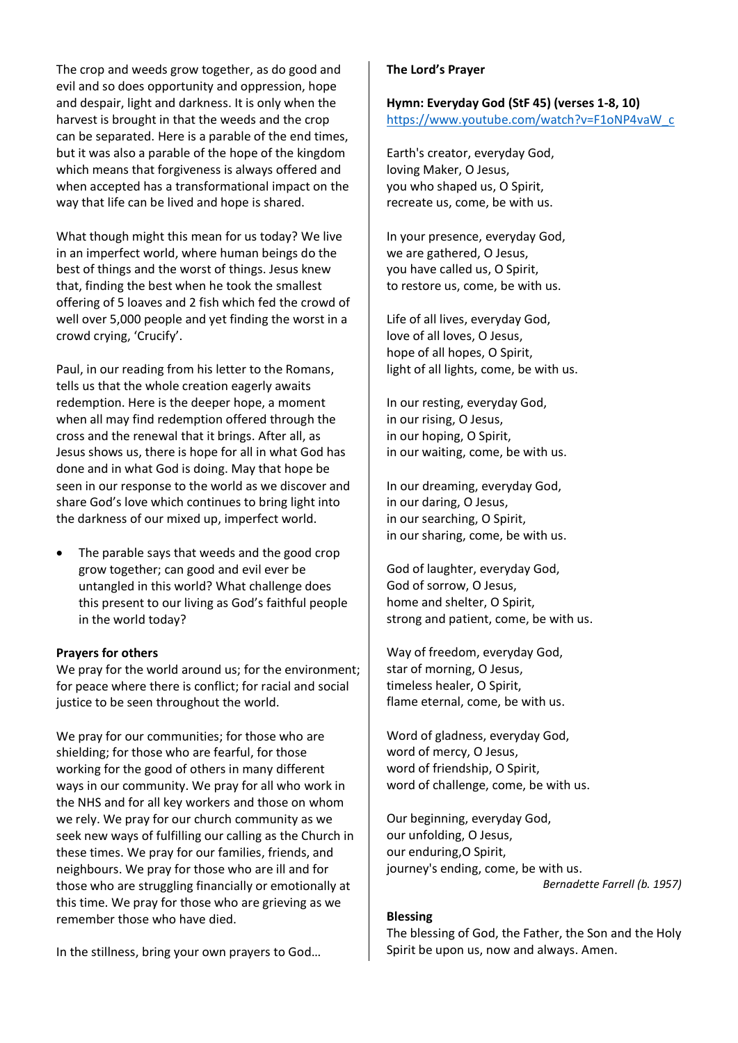The crop and weeds grow together, as do good and evil and so does opportunity and oppression, hope and despair, light and darkness. It is only when the harvest is brought in that the weeds and the crop can be separated. Here is a parable of the end times, but it was also a parable of the hope of the kingdom which means that forgiveness is always offered and when accepted has a transformational impact on the way that life can be lived and hope is shared.

What though might this mean for us today? We live in an imperfect world, where human beings do the best of things and the worst of things. Jesus knew that, finding the best when he took the smallest offering of 5 loaves and 2 fish which fed the crowd of well over 5,000 people and yet finding the worst in a crowd crying, 'Crucify'.

Paul, in our reading from his letter to the Romans, tells us that the whole creation eagerly awaits redemption. Here is the deeper hope, a moment when all may find redemption offered through the cross and the renewal that it brings. After all, as Jesus shows us, there is hope for all in what God has done and in what God is doing. May that hope be seen in our response to the world as we discover and share God's love which continues to bring light into the darkness of our mixed up, imperfect world.

- The parable says that weeds and the good crop grow together; can good and evil ever be untangled in this world? What challenge does this present to our living as God's faithful people in the world today?

**Prayers for others**

We pray for the world around us; for the environment; for peace where there is conflict; for racial and social justice to be seen throughout the world.

We pray for our communities; for those who are shielding; for those who are fearful, for those working for the good of others in many different ways in our community. We pray for all who work in the NHS and for all key workers and those on whom we rely. We pray for our church community as we seek new ways of fulfilling our calling as the Church in these times. We pray for our families, friends, and neighbours. We pray for those who are ill and for those who are struggling financially or emotionally at this time. We pray for those who are grieving as we remember those who have died.

In the stillness, bring your own prayers to God…

**The Lord's Prayer**

**Hymn: Everyday God (StF 45) (verses 1-8, 10)**
https://www.youtube.com/watch?v=F1oNP4vaW_c

Earth's creator, everyday God,
loving Maker, O Jesus,
you who shaped us, O Spirit,
recreate us, come, be with us.

In your presence, everyday God,
we are gathered, O Jesus,
you have called us, O Spirit,
to restore us, come, be with us.

Life of all lives, everyday God,
love of all loves, O Jesus,
hope of all hopes, O Spirit,
light of all lights, come, be with us.

In our resting, everyday God,
in our rising, O Jesus,
in our hoping, O Spirit,
in our waiting, come, be with us.

In our dreaming, everyday God,
in our daring, O Jesus,
in our searching, O Spirit,
in our sharing, come, be with us.

God of laughter, everyday God,
God of sorrow, O Jesus,
home and shelter, O Spirit,
strong and patient, come, be with us.

Way of freedom, everyday God,
star of morning, O Jesus,
timeless healer, O Spirit,
flame eternal, come, be with us.

Word of gladness, everyday God,
word of mercy, O Jesus,
word of friendship, O Spirit,
word of challenge, come, be with us.

Our beginning, everyday God,
our unfolding, O Jesus,
our enduring,O Spirit,
journey's ending, come, be with us.

*Bernadette Farrell (b. 1957)*

**Blessing**

The blessing of God, the Father, the Son and the Holy Spirit be upon us, now and always. Amen.